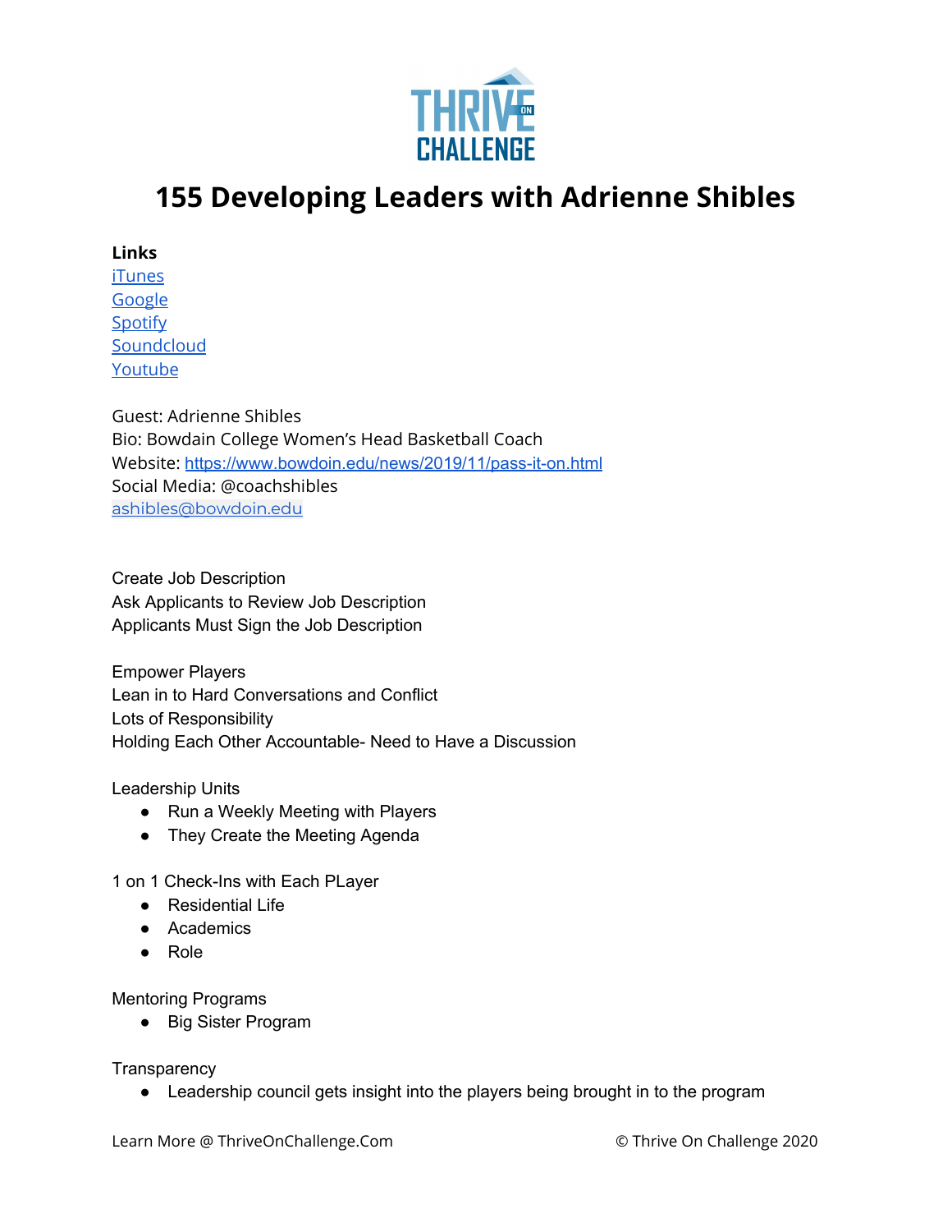# 155 Developing Leaders with Adrienne Shibles

**Links**
[iTunes](#)
[Google](#)
[Spotify](#)
[Soundcloud](#)
[Youtube](#)

Guest: Adrienne Shibles
Bio: Bowdain College Women's Head Basketball Coach
Website: https://www.bowdoin.edu/news/2019/11/pass-it-on.html
Social Media: @coachshibles
ashibles@bowdoin.edu

Create Job Description
Ask Applicants to Review Job Description
Applicants Must Sign the Job Description

Empower Players
Lean in to Hard Conversations and Conflict
Lots of Responsibility
Holding Each Other Accountable- Need to Have a Discussion

Leadership Units

- Run a Weekly Meeting with Players
- They Create the Meeting Agenda

1 on 1 Check-Ins with Each PLayer

- Residential Life
- Academics
- Role

Mentoring Programs

- Big Sister Program

Transparency

- Leadership council gets insight into the players being brought in to the program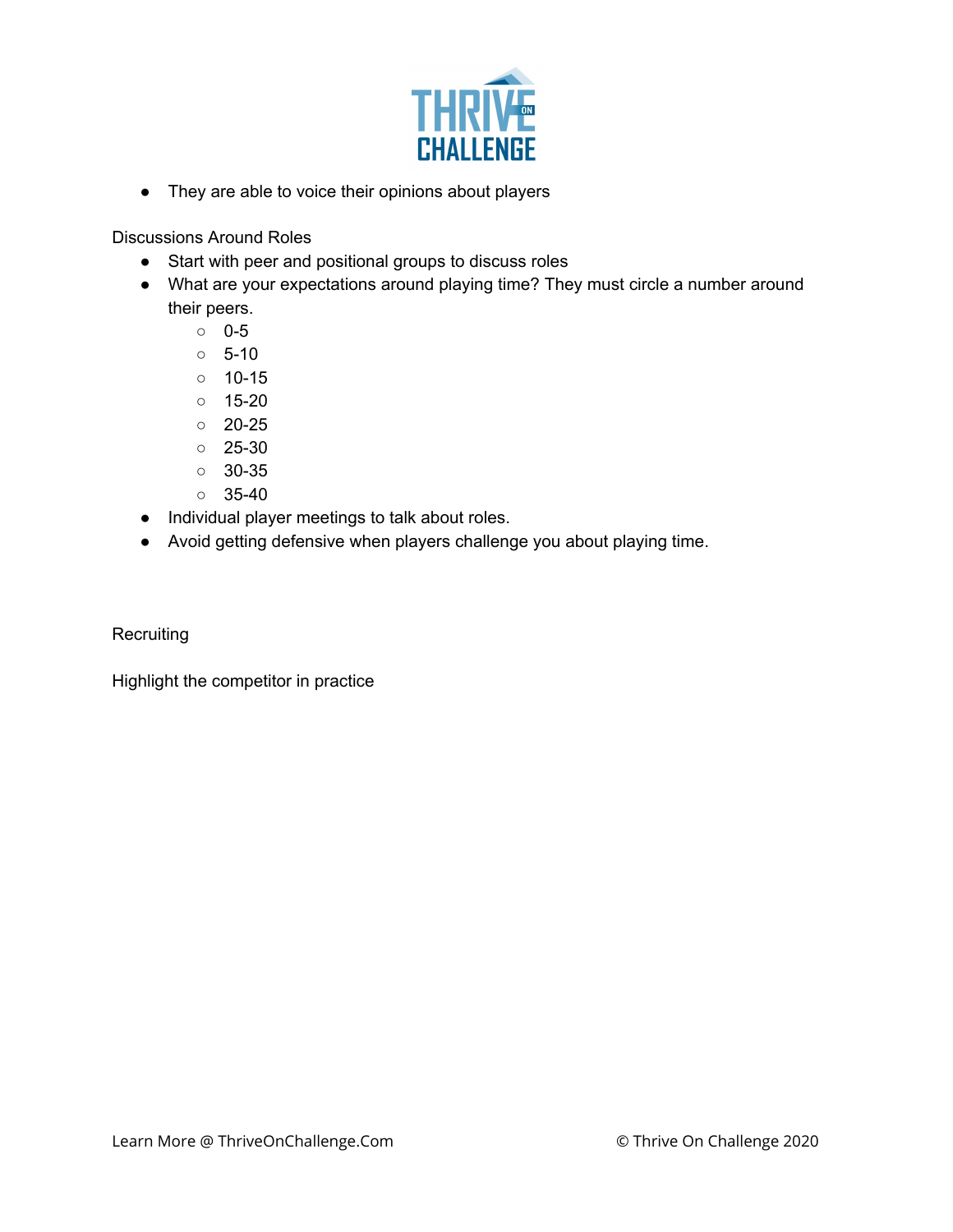- They are able to voice their opinions about players

Discussions Around Roles

- Start with peer and positional groups to discuss roles
- What are your expectations around playing time? They must circle a number around their peers.
  - 0-5
  - 5-10
  - 10-15
  - 15-20
  - 20-25
  - 25-30
  - 30-35
  - 35-40
- Individual player meetings to talk about roles.
- Avoid getting defensive when players challenge you about playing time.

Recruiting

Highlight the competitor in practice